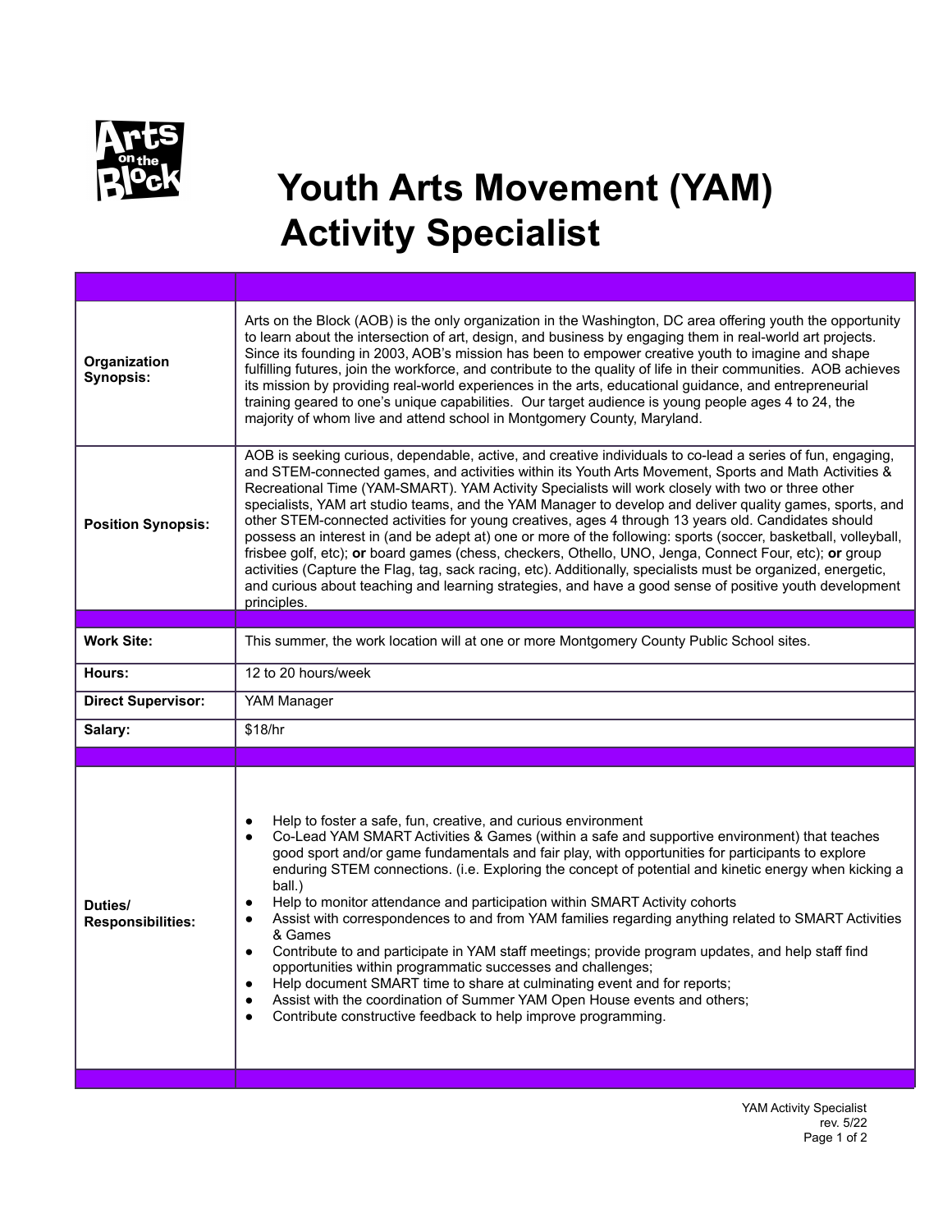# Youth Arts Movement (YAM) Activity Specialist

| | |
|---|---|
| **Organization Synopsis:** | Arts on the Block (AOB) is the only organization in the Washington, DC area offering youth the opportunity to learn about the intersection of art, design, and business by engaging them in real-world art projects. Since its founding in 2003, AOB's mission has been to empower creative youth to imagine and shape fulfilling futures, join the workforce, and contribute to the quality of life in their communities. AOB achieves its mission by providing real-world experiences in the arts, educational guidance, and entrepreneurial training geared to one's unique capabilities. Our target audience is young people ages 4 to 24, the majority of whom live and attend school in Montgomery County, Maryland. |
| **Position Synopsis:** | AOB is seeking curious, dependable, active, and creative individuals to co-lead a series of fun, engaging, and STEM-connected games, and activities within its Youth Arts Movement, Sports and Math Activities & Recreational Time (YAM-SMART). YAM Activity Specialists will work closely with two or three other specialists, YAM art studio teams, and the YAM Manager to develop and deliver quality games, sports, and other STEM-connected activities for young creatives, ages 4 through 13 years old. Candidates should possess an interest in (and be adept at) one or more of the following: sports (soccer, basketball, volleyball, frisbee golf, etc); **or** board games (chess, checkers, Othello, UNO, Jenga, Connect Four, etc); **or** group activities (Capture the Flag, tag, sack racing, etc). Additionally, specialists must be organized, energetic, and curious about teaching and learning strategies, and have a good sense of positive youth development principles. |
| | |
| **Work Site:** | This summer, the work location will at one or more Montgomery County Public School sites. |
| **Hours:** | 12 to 20 hours/week |
| **Direct Supervisor:** | YAM Manager |
| **Salary:** | $18/hr |
| | |
| **Duties/ Responsibilities:** | • Help to foster a safe, fun, creative, and curious environment<br>• Co-Lead YAM SMART Activities & Games (within a safe and supportive environment) that teaches good sport and/or game fundamentals and fair play, with opportunities for participants to explore enduring STEM connections. (i.e. Exploring the concept of potential and kinetic energy when kicking a ball.)<br>• Help to monitor attendance and participation within SMART Activity cohorts<br>• Assist with correspondences to and from YAM families regarding anything related to SMART Activities & Games<br>• Contribute to and participate in YAM staff meetings; provide program updates, and help staff find opportunities within programmatic successes and challenges;<br>• Help document SMART time to share at culminating event and for reports;<br>• Assist with the coordination of Summer YAM Open House events and others;<br>• Contribute constructive feedback to help improve programming. |

YAM Activity Specialist
rev. 5/22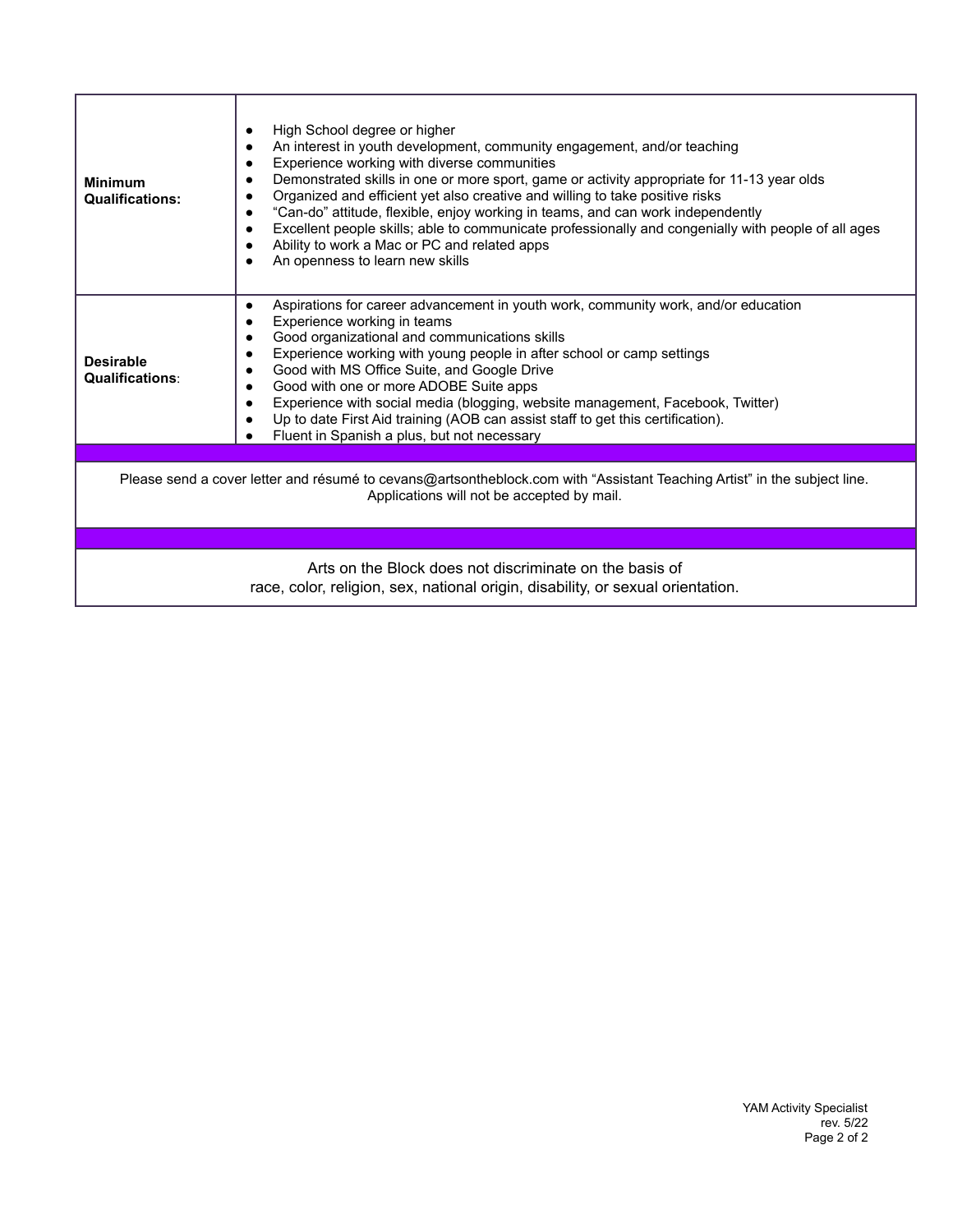| | |
|---|---|
| **Minimum Qualifications:** | • High School degree or higher<br>• An interest in youth development, community engagement, and/or teaching<br>• Experience working with diverse communities<br>• Demonstrated skills in one or more sport, game or activity appropriate for 11-13 year olds<br>• Organized and efficient yet also creative and willing to take positive risks<br>• "Can-do" attitude, flexible, enjoy working in teams, and can work independently<br>• Excellent people skills; able to communicate professionally and congenially with people of all ages<br>• Ability to work a Mac or PC and related apps<br>• An openness to learn new skills |
| **Desirable Qualifications**: | • Aspirations for career advancement in youth work, community work, and/or education<br>• Experience working in teams<br>• Good organizational and communications skills<br>• Experience working with young people in after school or camp settings<br>• Good with MS Office Suite, and Google Drive<br>• Good with one or more ADOBE Suite apps<br>• Experience with social media (blogging, website management, Facebook, Twitter)<br>• Up to date First Aid training (AOB can assist staff to get this certification).<br>• Fluent in Spanish a plus, but not necessary |

Please send a cover letter and résumé to cevans@artsontheblock.com with "Assistant Teaching Artist" in the subject line. Applications will not be accepted by mail.

Arts on the Block does not discriminate on the basis of race, color, religion, sex, national origin, disability, or sexual orientation.

YAM Activity Specialist
rev. 5/22